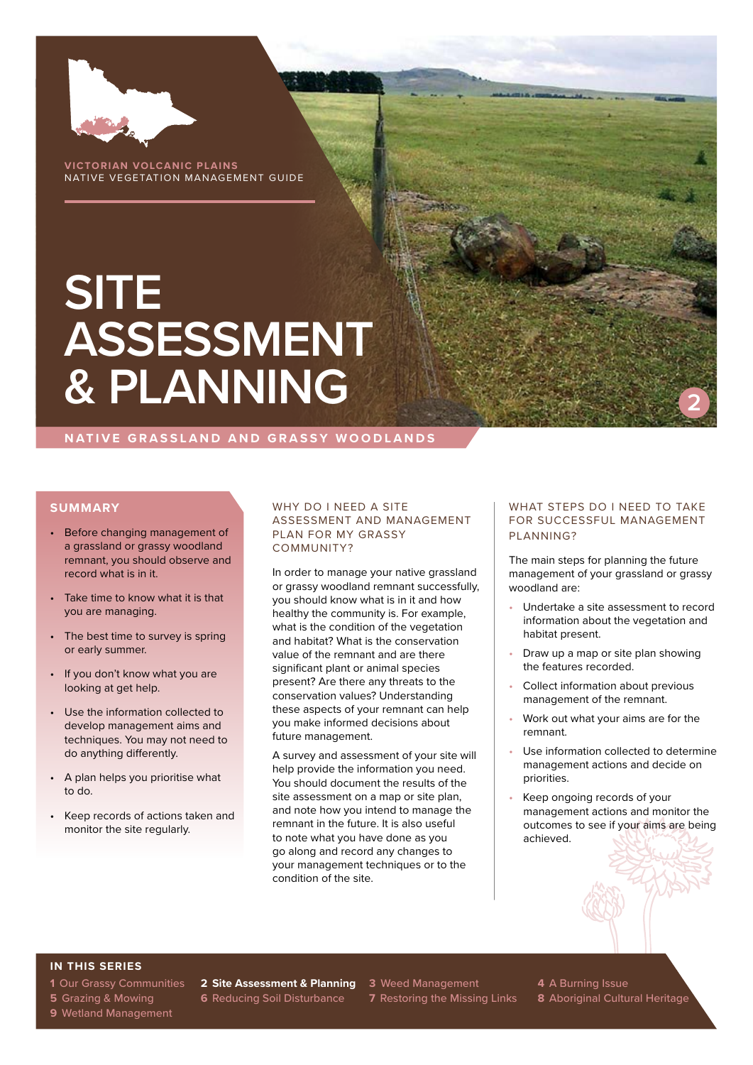VICTORIAN VOLCANIC PLAINS
NATIVE VEGETATION MANAGEMENT GUIDE

# SITE ASSESSMENT & PLANNING

2

NATIVE GRASSLAND AND GRASSY WOODLANDS

## SUMMARY

- Before changing management of a grassland or grassy woodland remnant, you should observe and record what is in it.
- Take time to know what it is that you are managing.
- The best time to survey is spring or early summer.
- If you don't know what you are looking at get help.
- Use the information collected to develop management aims and techniques. You may not need to do anything differently.
- A plan helps you prioritise what to do.
- Keep records of actions taken and monitor the site regularly.

## WHY DO I NEED A SITE ASSESSMENT AND MANAGEMENT PLAN FOR MY GRASSY COMMUNITY?

In order to manage your native grassland or grassy woodland remnant successfully, you should know what is in it and how healthy the community is. For example, what is the condition of the vegetation and habitat? What is the conservation value of the remnant and are there significant plant or animal species present? Are there any threats to the conservation values? Understanding these aspects of your remnant can help you make informed decisions about future management.

A survey and assessment of your site will help provide the information you need. You should document the results of the site assessment on a map or site plan, and note how you intend to manage the remnant in the future. It is also useful to note what you have done as you go along and record any changes to your management techniques or to the condition of the site.

## WHAT STEPS DO I NEED TO TAKE FOR SUCCESSFUL MANAGEMENT PLANNING?

The main steps for planning the future management of your grassland or grassy woodland are:

- Undertake a site assessment to record information about the vegetation and habitat present.
- Draw up a map or site plan showing the features recorded.
- Collect information about previous management of the remnant.
- Work out what your aims are for the remnant.
- Use information collected to determine management actions and decide on priorities.
- Keep ongoing records of your management actions and monitor the outcomes to see if your aims are being achieved.

### IN THIS SERIES

1 Our Grassy Communities
2 **Site Assessment & Planning**
3 Weed Management
4 A Burning Issue
5 Grazing & Mowing
6 Reducing Soil Disturbance
7 Restoring the Missing Links
8 Aboriginal Cultural Heritage
9 Wetland Management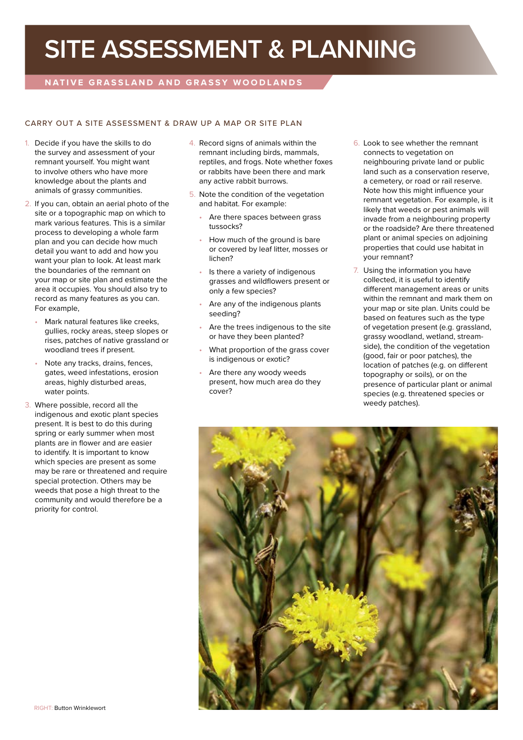# SITE ASSESSMENT & PLANNING

## NATIVE GRASSLAND AND GRASSY WOODLANDS

### CARRY OUT A SITE ASSESSMENT & DRAW UP A MAP OR SITE PLAN

1. Decide if you have the skills to do the survey and assessment of your remnant yourself. You might want to involve others who have more knowledge about the plants and animals of grassy communities.
2. If you can, obtain an aerial photo of the site or a topographic map on which to mark various features. This is a similar process to developing a whole farm plan and you can decide how much detail you want to add and how you want your plan to look. At least mark the boundaries of the remnant on your map or site plan and estimate the area it occupies. You should also try to record as many features as you can. For example,
   - Mark natural features like creeks, gullies, rocky areas, steep slopes or rises, patches of native grassland or woodland trees if present.
   - Note any tracks, drains, fences, gates, weed infestations, erosion areas, highly disturbed areas, water points.
3. Where possible, record all the indigenous and exotic plant species present. It is best to do this during spring or early summer when most plants are in flower and are easier to identify. It is important to know which species are present as some may be rare or threatened and require special protection. Others may be weeds that pose a high threat to the community and would therefore be a priority for control.
4. Record signs of animals within the remnant including birds, mammals, reptiles, and frogs. Note whether foxes or rabbits have been there and mark any active rabbit burrows.
5. Note the condition of the vegetation and habitat. For example:
   - Are there spaces between grass tussocks?
   - How much of the ground is bare or covered by leaf litter, mosses or lichen?
   - Is there a variety of indigenous grasses and wildflowers present or only a few species?
   - Are any of the indigenous plants seeding?
   - Are the trees indigenous to the site or have they been planted?
   - What proportion of the grass cover is indigenous or exotic?
   - Are there any woody weeds present, how much area do they cover?
6. Look to see whether the remnant connects to vegetation on neighbouring private land or public land such as a conservation reserve, a cemetery, or road or rail reserve. Note how this might influence your remnant vegetation. For example, is it likely that weeds or pest animals will invade from a neighbouring property or the roadside? Are there threatened plant or animal species on adjoining properties that could use habitat in your remnant?
7. Using the information you have collected, it is useful to identify different management areas or units within the remnant and mark them on your map or site plan. Units could be based on features such as the type of vegetation present (e.g. grassland, grassy woodland, wetland, stream-side), the condition of the vegetation (good, fair or poor patches), the location of patches (e.g. on different topography or soils), or on the presence of particular plant or animal species (e.g. threatened species or weedy patches).

RIGHT: Button Wrinklewort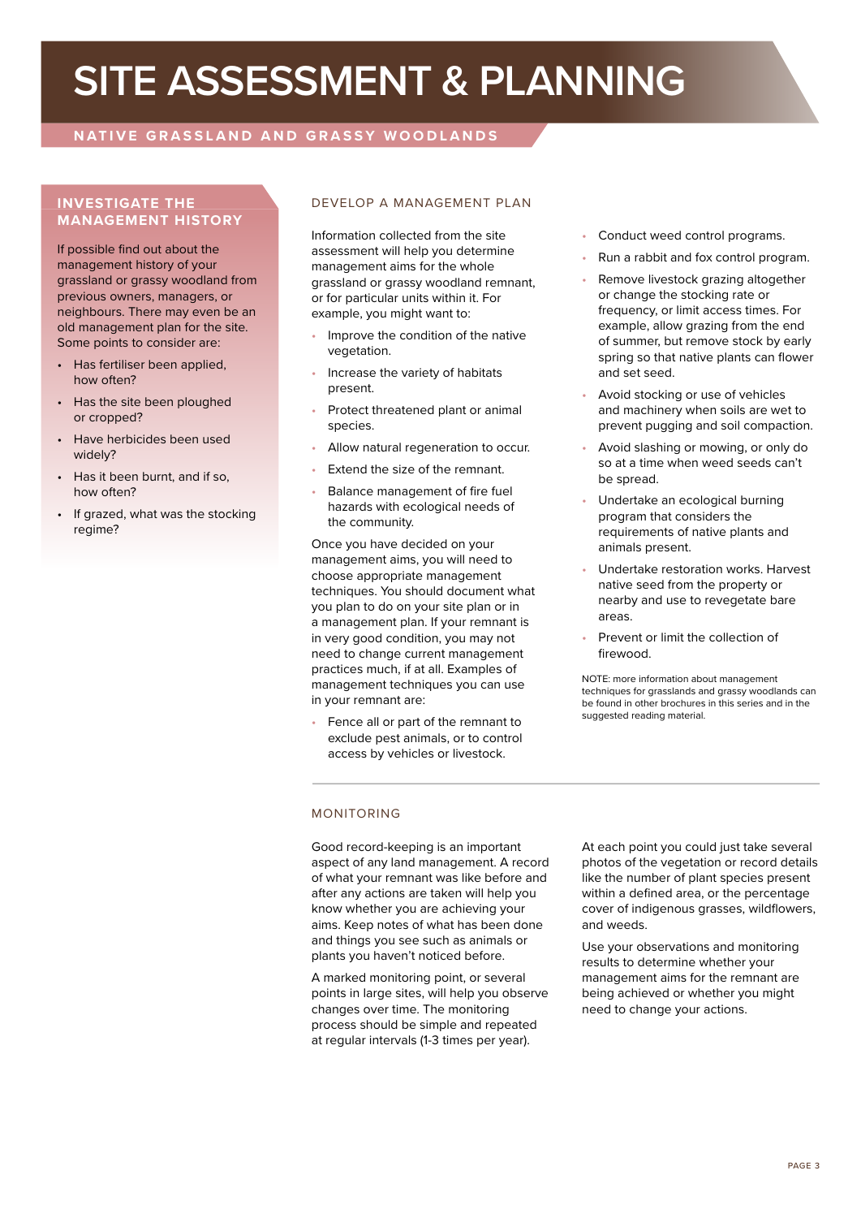# SITE ASSESSMENT & PLANNING

## NATIVE GRASSLAND AND GRASSY WOODLANDS

### INVESTIGATE THE MANAGEMENT HISTORY

If possible find out about the management history of your grassland or grassy woodland from previous owners, managers, or neighbours. There may even be an old management plan for the site. Some points to consider are:

- Has fertiliser been applied, how often?
- Has the site been ploughed or cropped?
- Have herbicides been used widely?
- Has it been burnt, and if so, how often?
- If grazed, what was the stocking regime?

### DEVELOP A MANAGEMENT PLAN

Information collected from the site assessment will help you determine management aims for the whole grassland or grassy woodland remnant, or for particular units within it. For example, you might want to:

- Improve the condition of the native vegetation.
- Increase the variety of habitats present.
- Protect threatened plant or animal species.
- Allow natural regeneration to occur.
- Extend the size of the remnant.
- Balance management of fire fuel hazards with ecological needs of the community.

Once you have decided on your management aims, you will need to choose appropriate management techniques. You should document what you plan to do on your site plan or in a management plan. If your remnant is in very good condition, you may not need to change current management practices much, if at all. Examples of management techniques you can use in your remnant are:

- Fence all or part of the remnant to exclude pest animals, or to control access by vehicles or livestock.
- Conduct weed control programs.
- Run a rabbit and fox control program.
- Remove livestock grazing altogether or change the stocking rate or frequency, or limit access times. For example, allow grazing from the end of summer, but remove stock by early spring so that native plants can flower and set seed.
- Avoid stocking or use of vehicles and machinery when soils are wet to prevent pugging and soil compaction.
- Avoid slashing or mowing, or only do so at a time when weed seeds can't be spread.
- Undertake an ecological burning program that considers the requirements of native plants and animals present.
- Undertake restoration works. Harvest native seed from the property or nearby and use to revegetate bare areas.
- Prevent or limit the collection of firewood.

NOTE: more information about management techniques for grasslands and grassy woodlands can be found in other brochures in this series and in the suggested reading material.

### MONITORING

Good record-keeping is an important aspect of any land management. A record of what your remnant was like before and after any actions are taken will help you know whether you are achieving your aims. Keep notes of what has been done and things you see such as animals or plants you haven't noticed before.

A marked monitoring point, or several points in large sites, will help you observe changes over time. The monitoring process should be simple and repeated at regular intervals (1-3 times per year).

At each point you could just take several photos of the vegetation or record details like the number of plant species present within a defined area, or the percentage cover of indigenous grasses, wildflowers, and weeds.

Use your observations and monitoring results to determine whether your management aims for the remnant are being achieved or whether you might need to change your actions.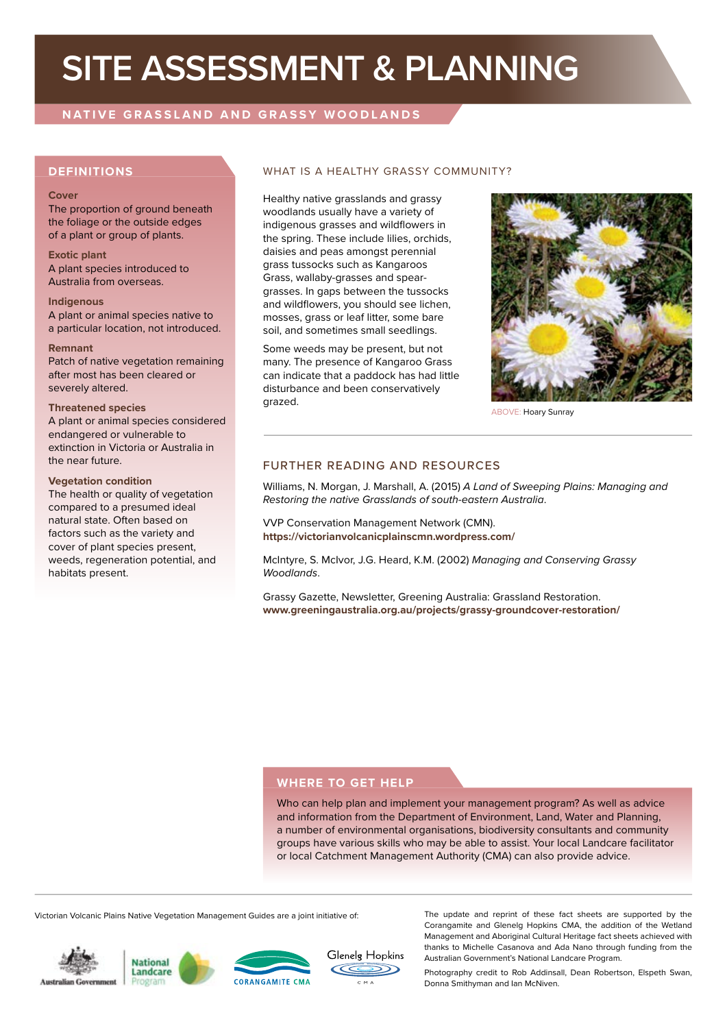# SITE ASSESSMENT & PLANNING

## NATIVE GRASSLAND AND GRASSY WOODLANDS

### DEFINITIONS

**Cover**
The proportion of ground beneath the foliage or the outside edges of a plant or group of plants.

**Exotic plant**
A plant species introduced to Australia from overseas.

**Indigenous**
A plant or animal species native to a particular location, not introduced.

**Remnant**
Patch of native vegetation remaining after most has been cleared or severely altered.

**Threatened species**
A plant or animal species considered endangered or vulnerable to extinction in Victoria or Australia in the near future.

**Vegetation condition**
The health or quality of vegetation compared to a presumed ideal natural state. Often based on factors such as the variety and cover of plant species present, weeds, regeneration potential, and habitats present.

### WHAT IS A HEALTHY GRASSY COMMUNITY?

Healthy native grasslands and grassy woodlands usually have a variety of indigenous grasses and wildflowers in the spring. These include lilies, orchids, daisies and peas amongst perennial grass tussocks such as Kangaroos Grass, wallaby-grasses and spear-grasses. In gaps between the tussocks and wildflowers, you should see lichen, mosses, grass or leaf litter, some bare soil, and sometimes small seedlings.

Some weeds may be present, but not many. The presence of Kangaroo Grass can indicate that a paddock has had little disturbance and been conservatively grazed.

ABOVE: Hoary Sunray

### FURTHER READING AND RESOURCES

Williams, N. Morgan, J. Marshall, A. (2015) *A Land of Sweeping Plains: Managing and Restoring the native Grasslands of south-eastern Australia*.

VVP Conservation Management Network (CMN).
**https://victorianvolcanicplainscmn.wordpress.com/**

McIntyre, S. McIvor, J.G. Heard, K.M. (2002) *Managing and Conserving Grassy Woodlands*.

Grassy Gazette, Newsletter, Greening Australia: Grassland Restoration.
**www.greeningaustralia.org.au/projects/grassy-groundcover-restoration/**

### WHERE TO GET HELP

Who can help plan and implement your management program? As well as advice and information from the Department of Environment, Land, Water and Planning, a number of environmental organisations, biodiversity consultants and community groups have various skills who may be able to assist. Your local Landcare facilitator or local Catchment Management Authority (CMA) can also provide advice.

---

Victorian Volcanic Plains Native Vegetation Management Guides are a joint initiative of:

Australian Government | National Landcare Program | CORANGAMITE CMA | Glenelg Hopkins CMA

The update and reprint of these fact sheets are supported by the Corangamite and Glenelg Hopkins CMA, the addition of the Wetland Management and Aboriginal Cultural Heritage fact sheets achieved with thanks to Michelle Casanova and Ada Nano through funding from the Australian Government's National Landcare Program.

Photography credit to Rob Addinsall, Dean Robertson, Elspeth Swan, Donna Smithyman and Ian McNiven.